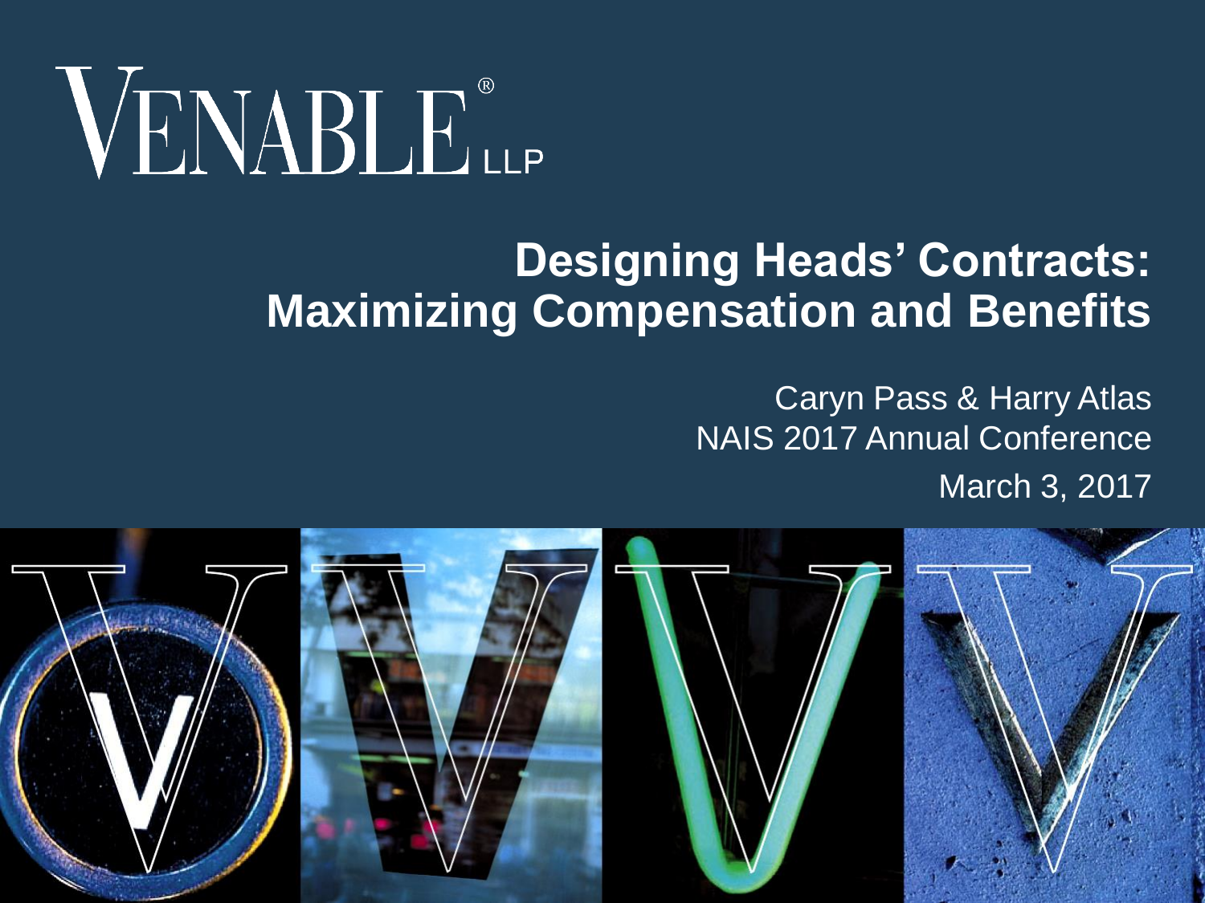VENABLE® LLP

# Designing Heads' Contracts: Maximizing Compensation and Benefits

Caryn Pass & Harry Atlas

NAIS 2017 Annual Conference

March 3, 2017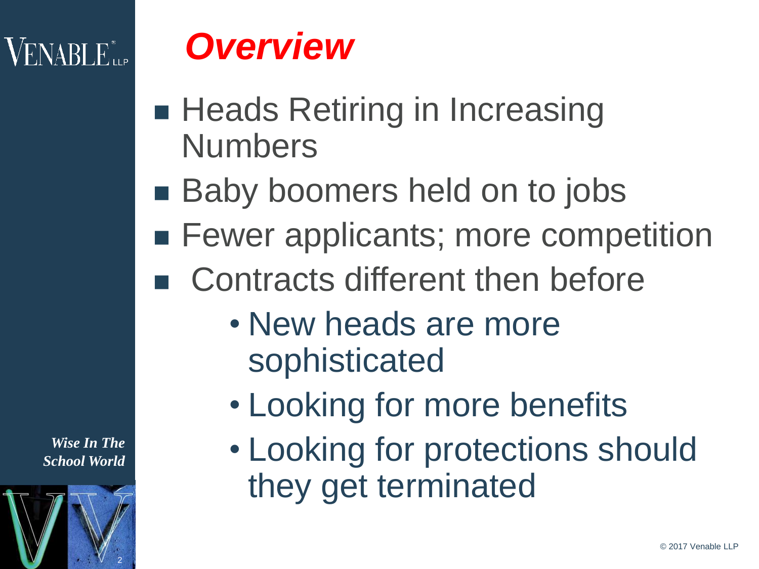# Overview

- Heads Retiring in Increasing Numbers
- Baby boomers held on to jobs
- Fewer applicants; more competition
- Contracts different then before
  - New heads are more sophisticated
  - Looking for more benefits
  - Looking for protections should they get terminated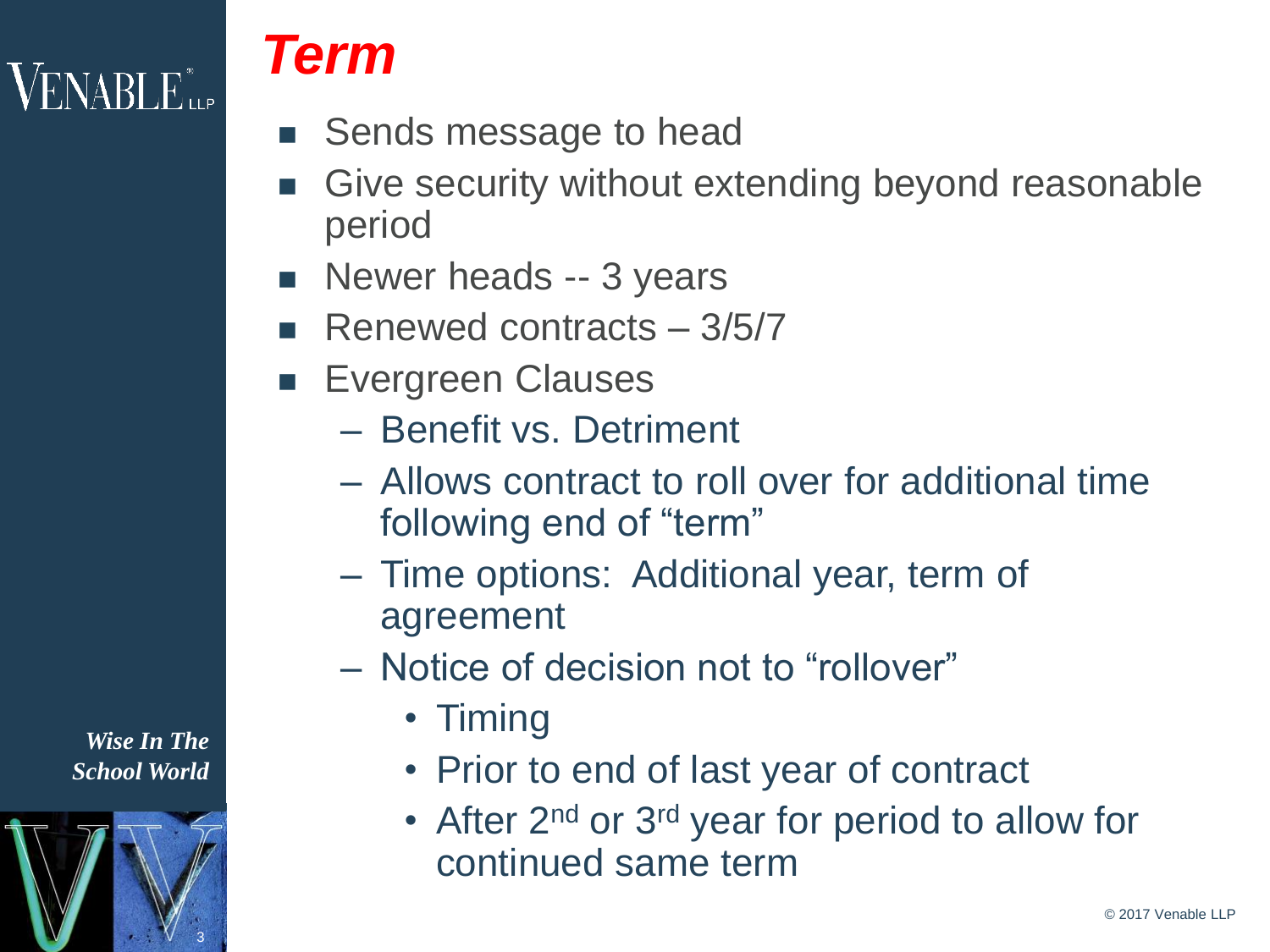# *Term*

- Sends message to head
- Give security without extending beyond reasonable period
- Newer heads -- 3 years
- Renewed contracts – 3/5/7
- Evergreen Clauses
  - Benefit vs. Detriment
  - Allows contract to roll over for additional time following end of "term"
  - Time options: Additional year, term of agreement
  - Notice of decision not to "rollover"
    - Timing
    - Prior to end of last year of contract
    - After 2nd or 3rd year for period to allow for continued same term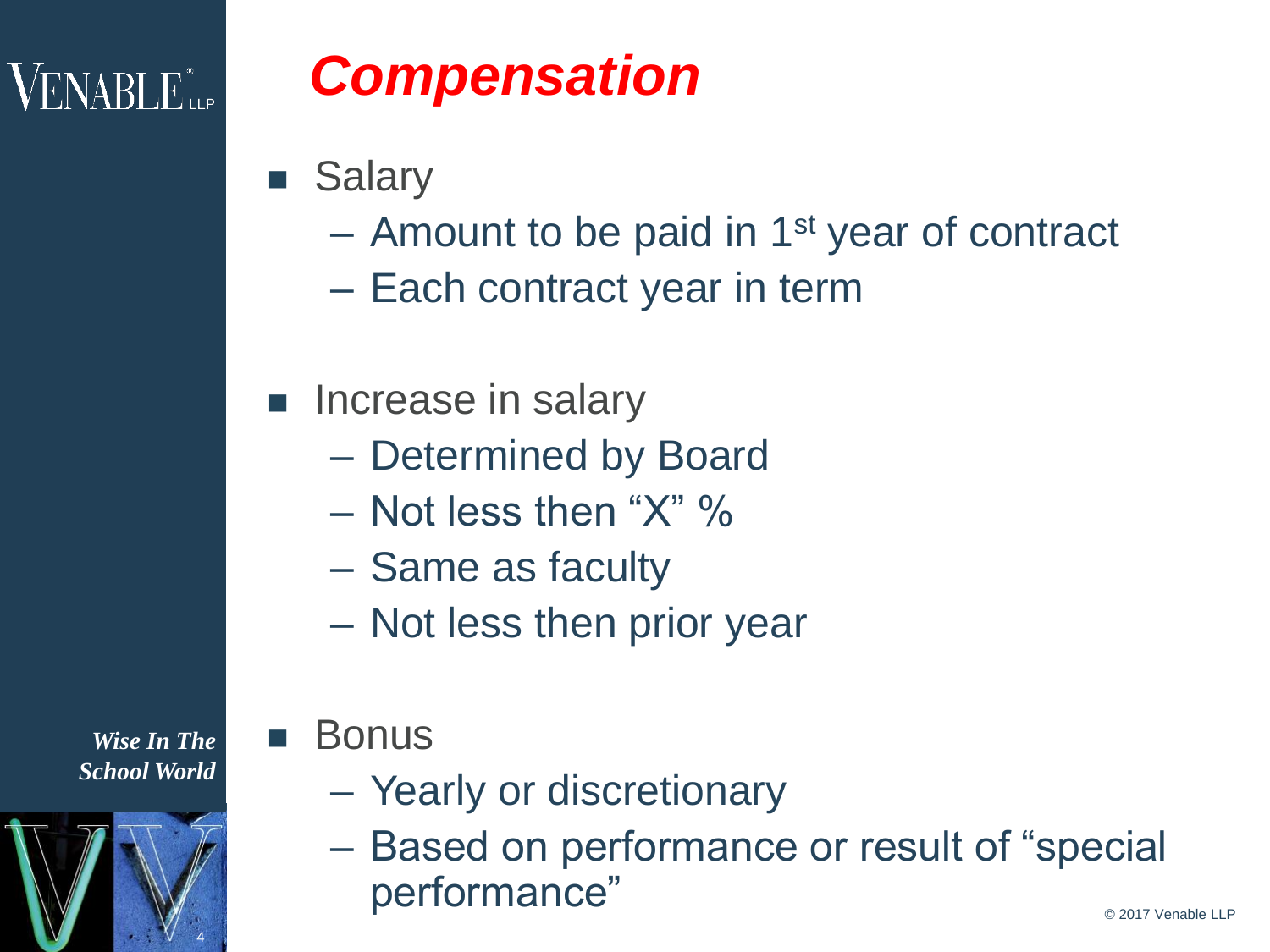# Compensation

- Salary
  - Amount to be paid in 1st year of contract
  - Each contract year in term
- Increase in salary
  - Determined by Board
  - Not less then "X" %
  - Same as faculty
  - Not less then prior year
- Bonus
  - Yearly or discretionary
  - Based on performance or result of "special performance"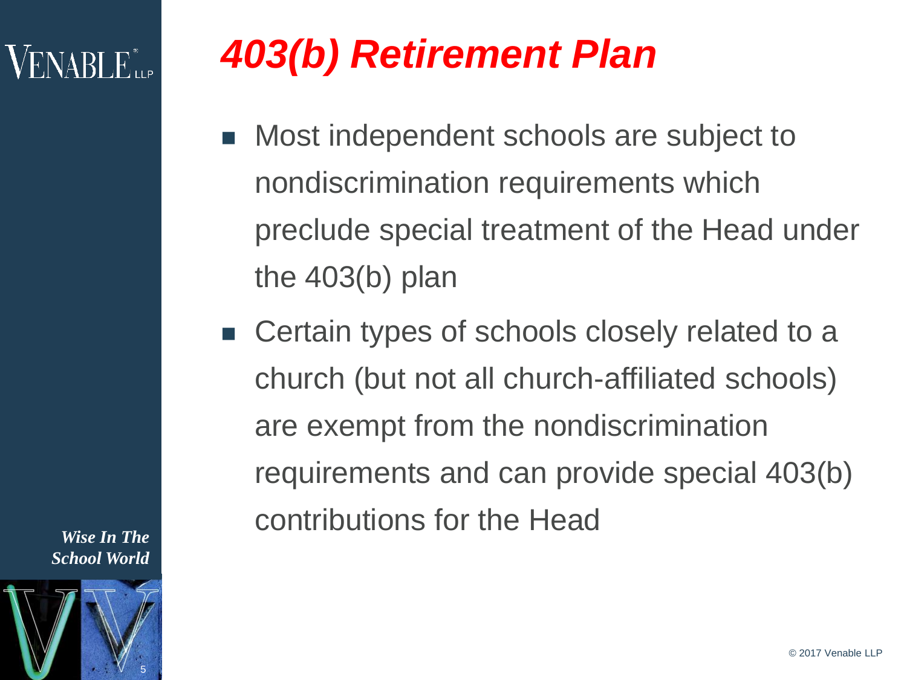# *403(b) Retirement Plan*

- Most independent schools are subject to nondiscrimination requirements which preclude special treatment of the Head under the 403(b) plan
- Certain types of schools closely related to a church (but not all church-affiliated schools) are exempt from the nondiscrimination requirements and can provide special 403(b) contributions for the Head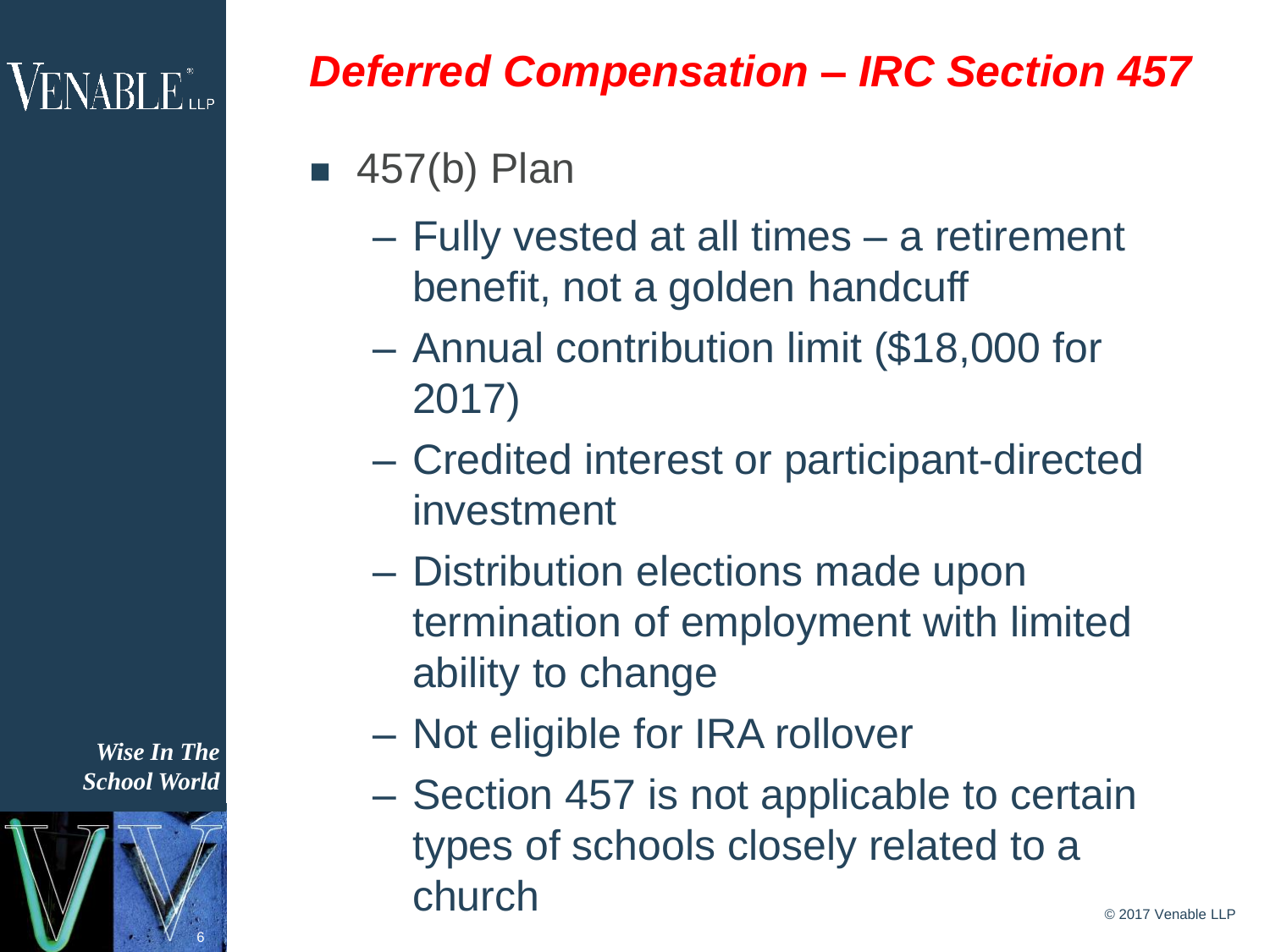# *Deferred Compensation – IRC Section 457*

- 457(b) Plan
  - Fully vested at all times – a retirement benefit, not a golden handcuff
  - Annual contribution limit ($18,000 for 2017)
  - Credited interest or participant-directed investment
  - Distribution elections made upon termination of employment with limited ability to change
  - Not eligible for IRA rollover
  - Section 457 is not applicable to certain types of schools closely related to a church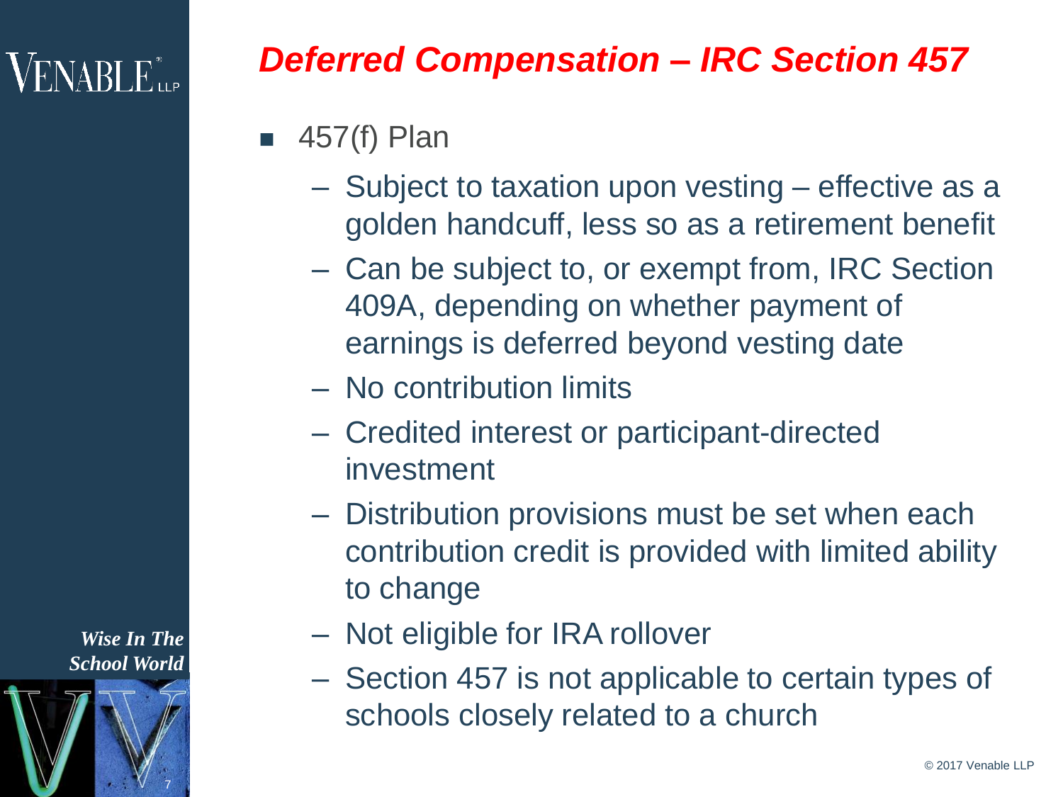# *Deferred Compensation – IRC Section 457*

- 457(f) Plan
  - Subject to taxation upon vesting – effective as a golden handcuff, less so as a retirement benefit
  - Can be subject to, or exempt from, IRC Section 409A, depending on whether payment of earnings is deferred beyond vesting date
  - No contribution limits
  - Credited interest or participant-directed investment
  - Distribution provisions must be set when each contribution credit is provided with limited ability to change
  - Not eligible for IRA rollover
  - Section 457 is not applicable to certain types of schools closely related to a church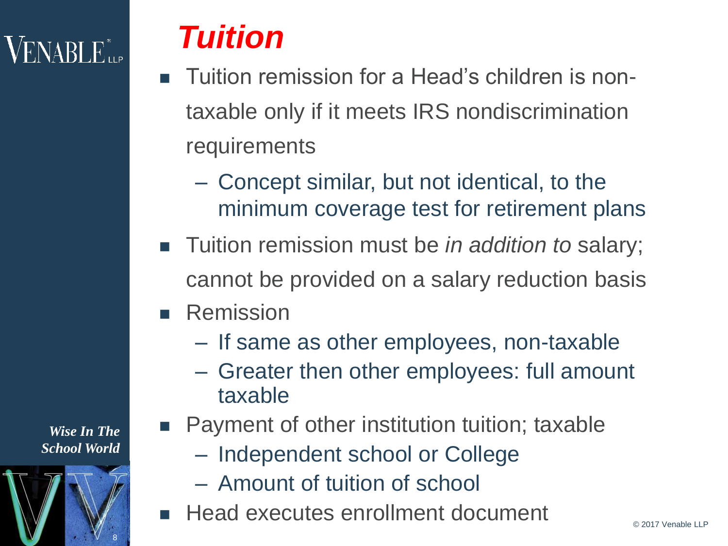# *Tuition*

- Tuition remission for a Head's children is non-taxable only if it meets IRS nondiscrimination requirements
  - Concept similar, but not identical, to the minimum coverage test for retirement plans
- Tuition remission must be *in addition to* salary; cannot be provided on a salary reduction basis
- Remission
  - If same as other employees, non-taxable
  - Greater then other employees: full amount taxable
- Payment of other institution tuition; taxable
  - Independent school or College
  - Amount of tuition of school
- Head executes enrollment document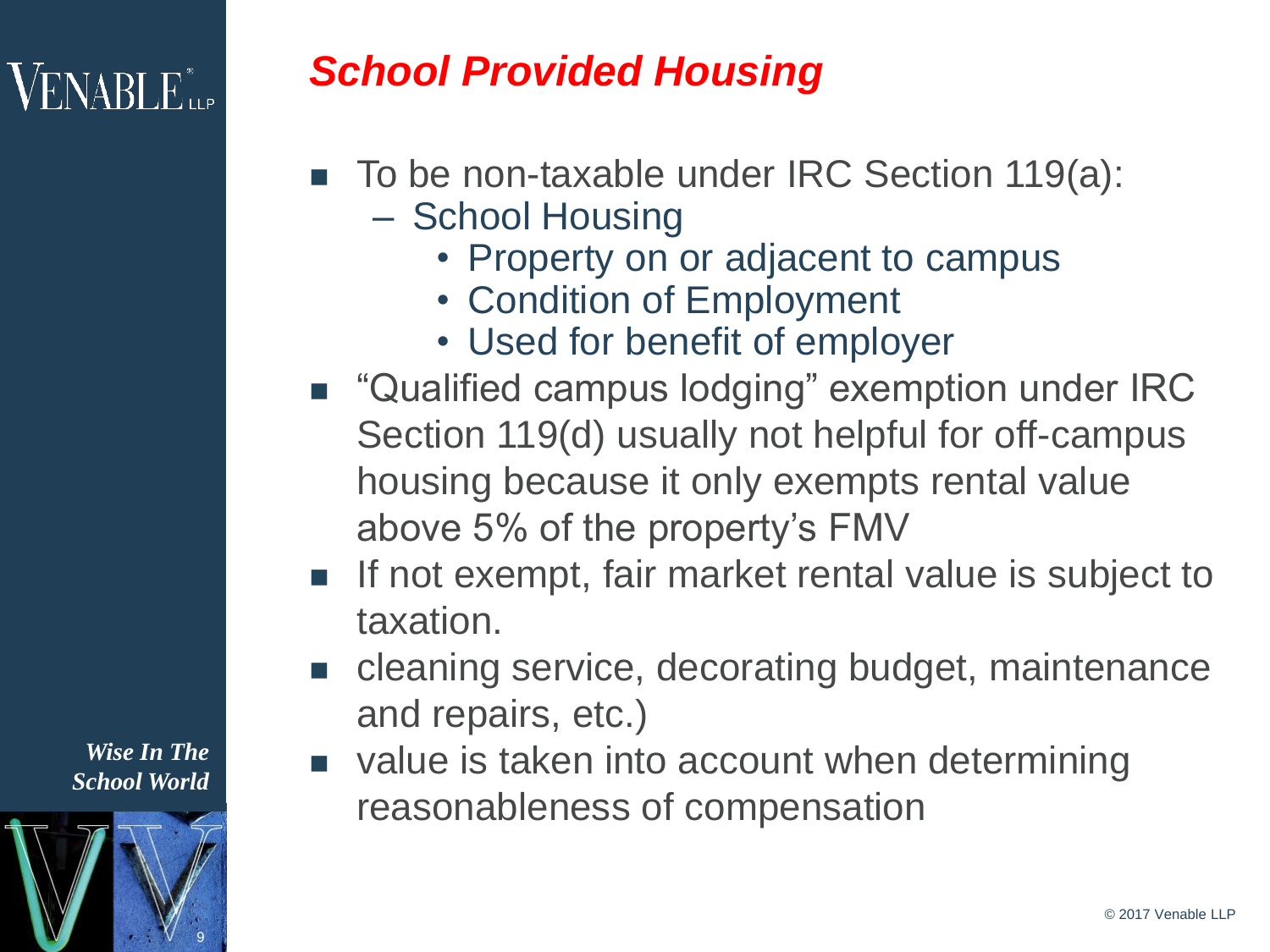# *School Provided Housing*

- To be non-taxable under IRC Section 119(a):
  - School Housing
    - Property on or adjacent to campus
    - Condition of Employment
    - Used for benefit of employer
- "Qualified campus lodging" exemption under IRC Section 119(d) usually not helpful for off-campus housing because it only exempts rental value above 5% of the property's FMV
- If not exempt, fair market rental value is subject to taxation.
- cleaning service, decorating budget, maintenance and repairs, etc.)
- value is taken into account when determining reasonableness of compensation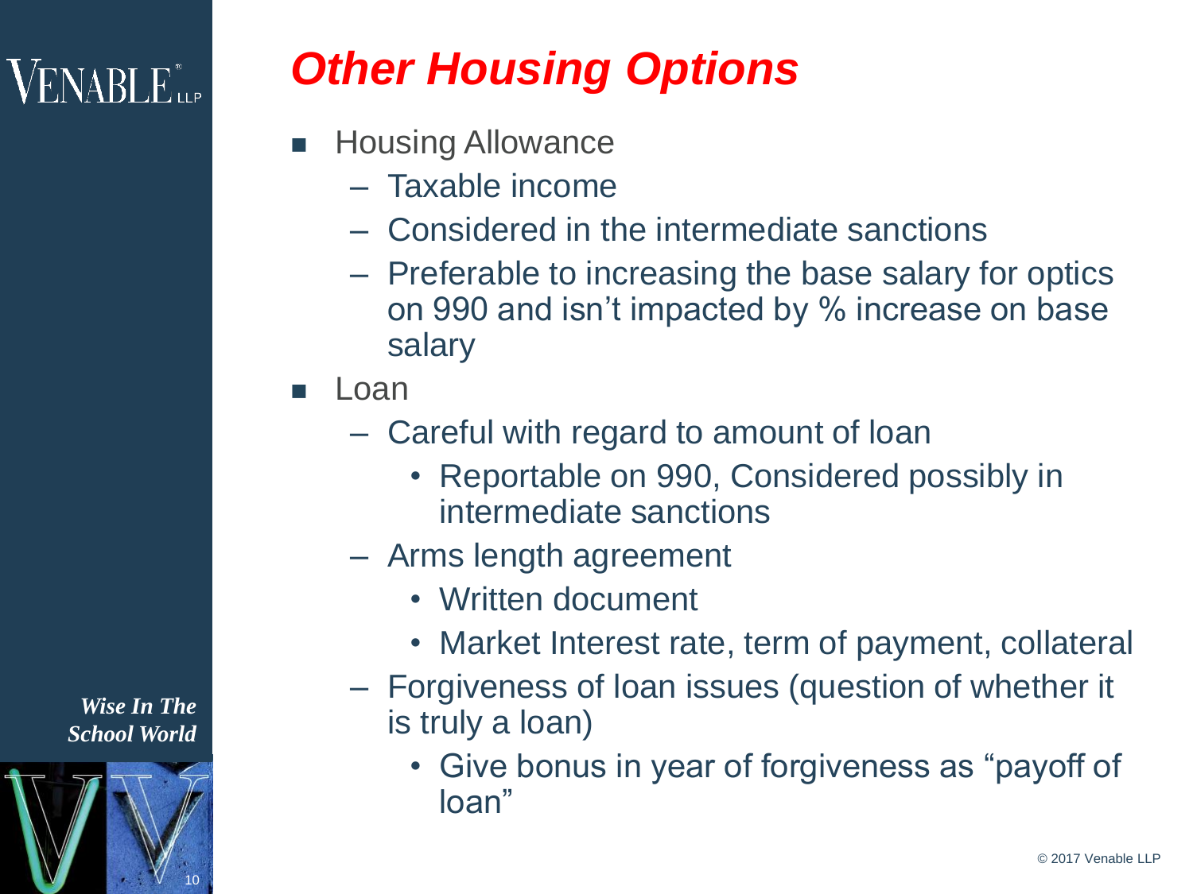# Other Housing Options

- Housing Allowance
  - Taxable income
  - Considered in the intermediate sanctions
  - Preferable to increasing the base salary for optics on 990 and isn't impacted by % increase on base salary
- Loan
  - Careful with regard to amount of loan
    - Reportable on 990, Considered possibly in intermediate sanctions
  - Arms length agreement
    - Written document
    - Market Interest rate, term of payment, collateral
  - Forgiveness of loan issues (question of whether it is truly a loan)
    - Give bonus in year of forgiveness as "payoff of loan"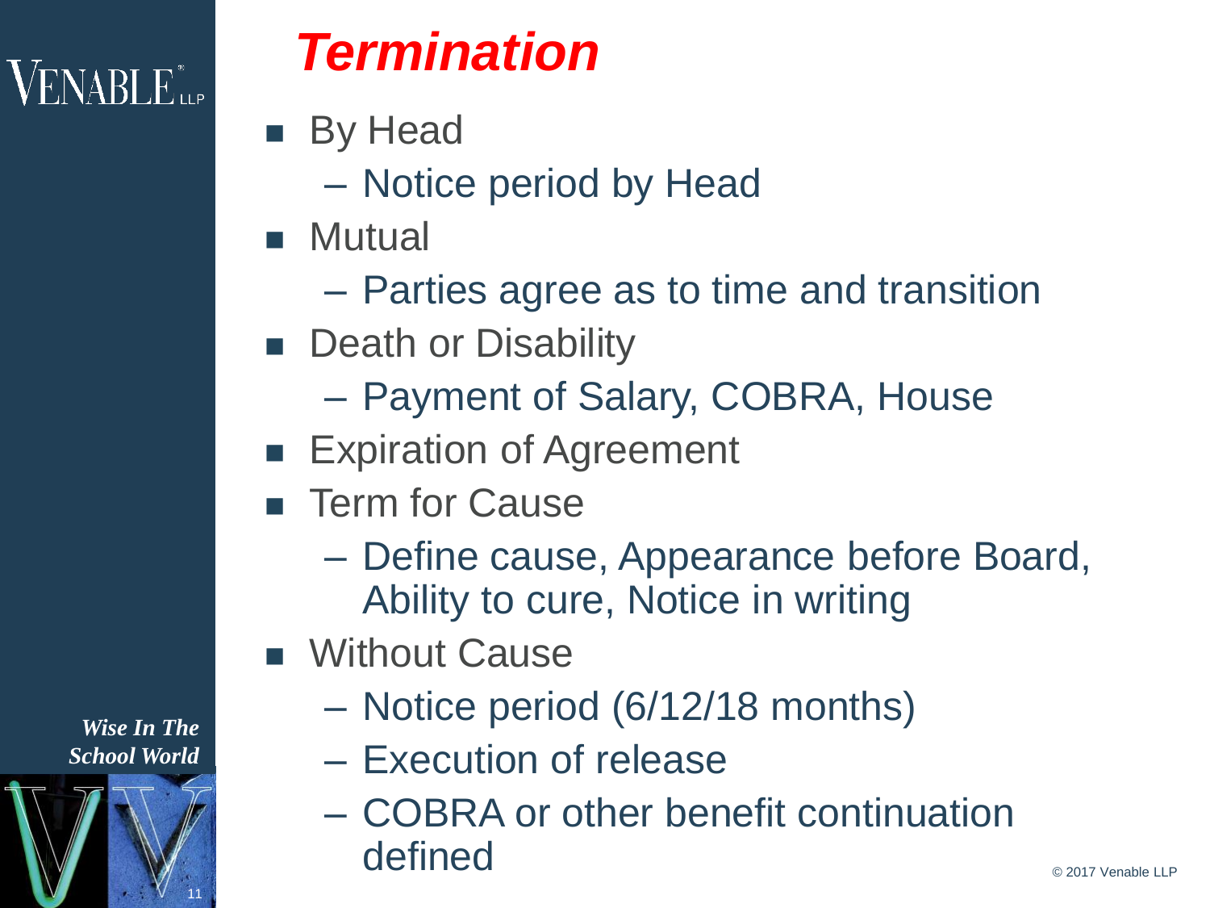# Termination

- By Head
  - Notice period by Head
- Mutual
  - Parties agree as to time and transition
- Death or Disability
  - Payment of Salary, COBRA, House
- Expiration of Agreement
- Term for Cause
  - Define cause, Appearance before Board, Ability to cure, Notice in writing
- Without Cause
  - Notice period (6/12/18 months)
  - Execution of release
  - COBRA or other benefit continuation defined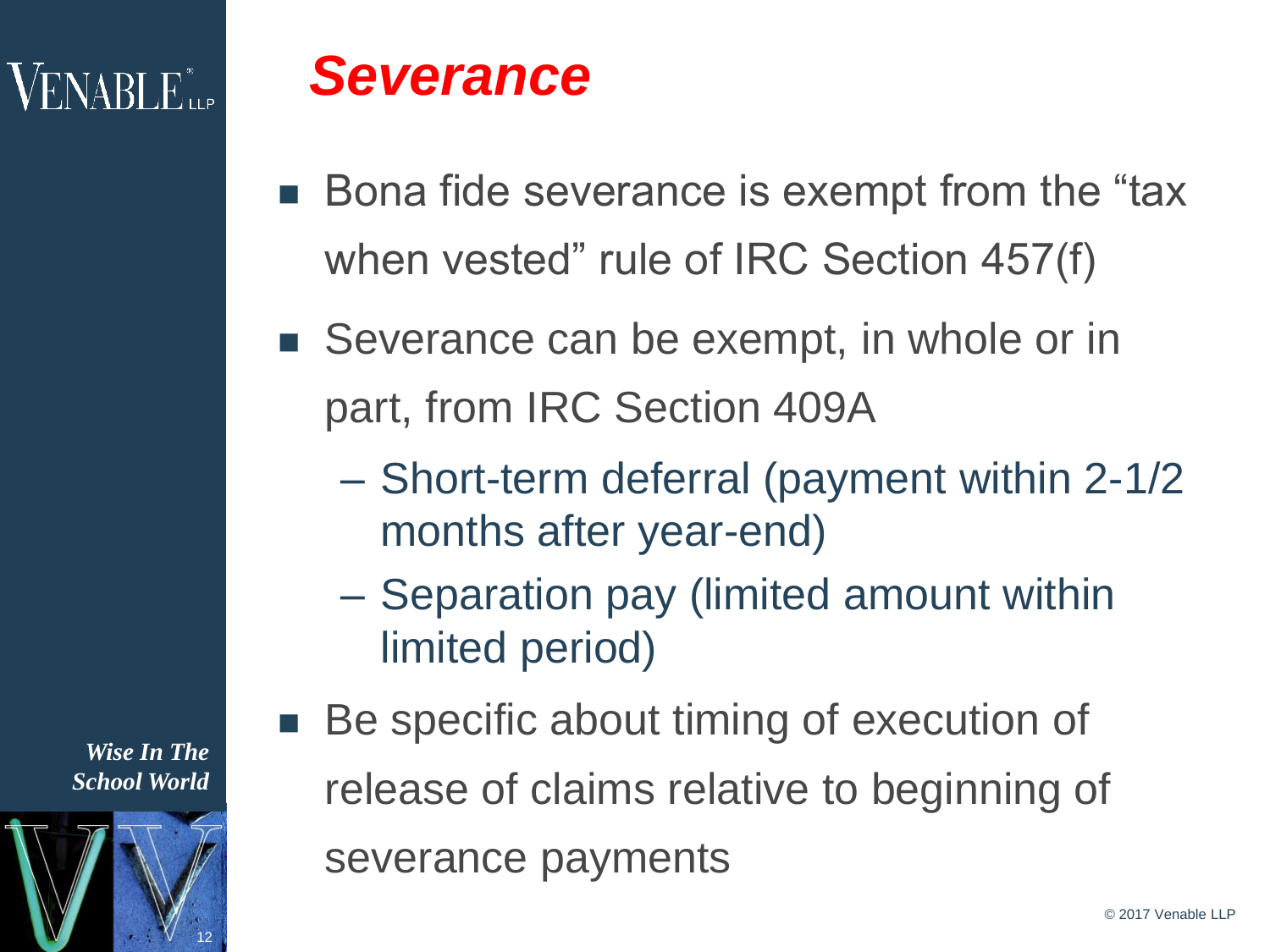# *Severance*

- Bona fide severance is exempt from the "tax when vested" rule of IRC Section 457(f)
- Severance can be exempt, in whole or in part, from IRC Section 409A
  - Short-term deferral (payment within 2-1/2 months after year-end)
  - Separation pay (limited amount within limited period)
- Be specific about timing of execution of release of claims relative to beginning of severance payments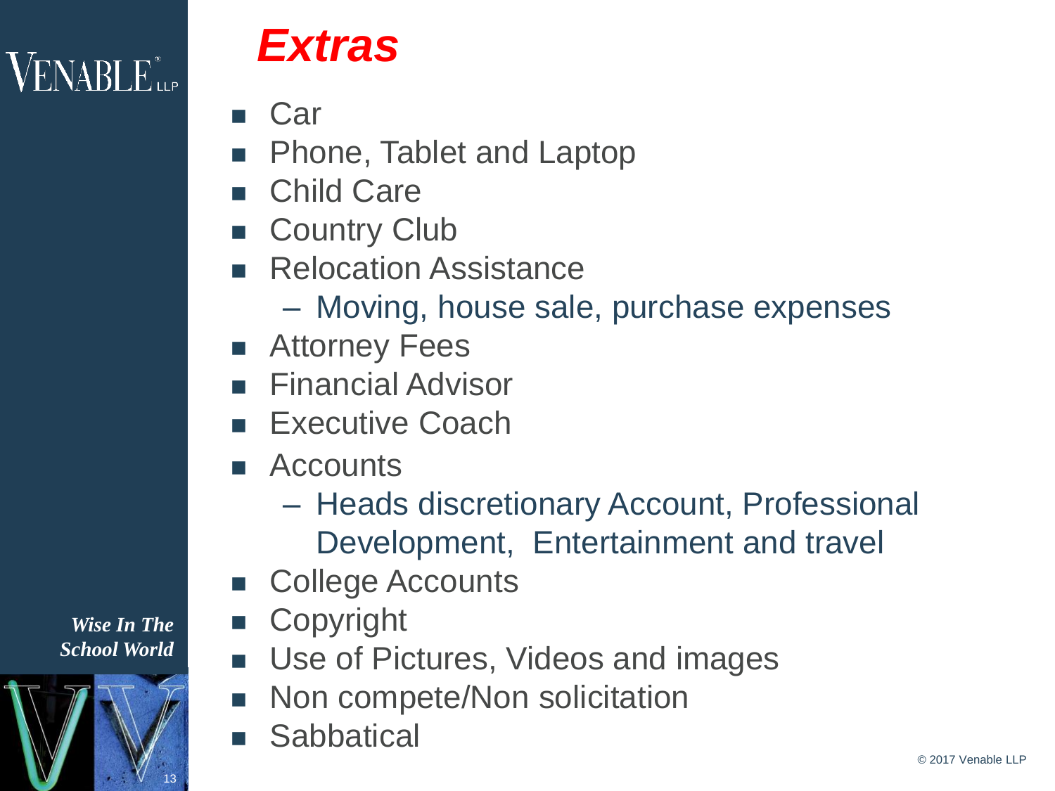# Extras

- Car
- Phone, Tablet and Laptop
- Child Care
- Country Club
- Relocation Assistance
  - Moving, house sale, purchase expenses
- Attorney Fees
- Financial Advisor
- Executive Coach
- Accounts
  - Heads discretionary Account, Professional Development, Entertainment and travel
- College Accounts
- Copyright
- Use of Pictures, Videos and images
- Non compete/Non solicitation
- Sabbatical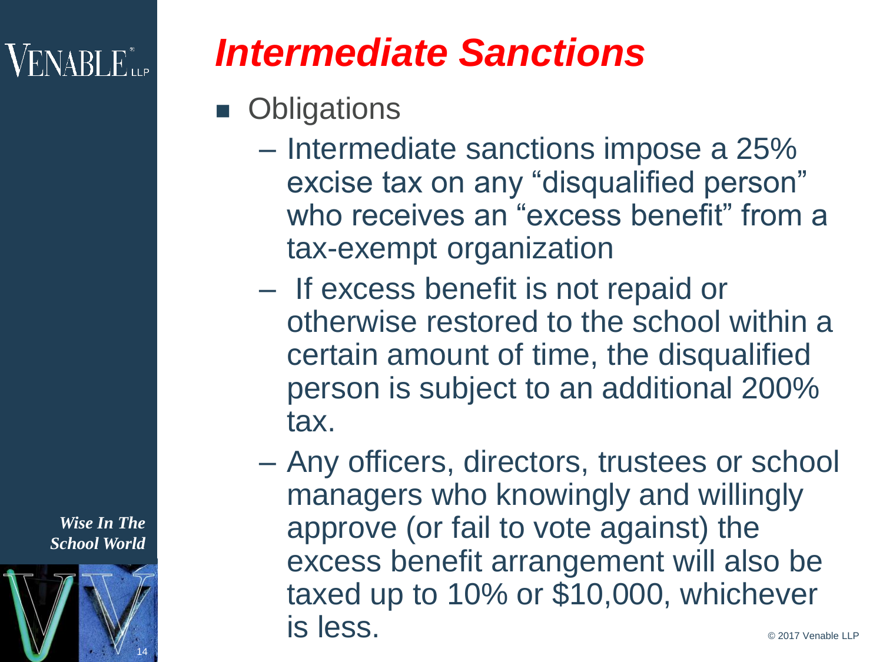# *Intermediate Sanctions*

- Obligations
  - Intermediate sanctions impose a 25% excise tax on any “disqualified person” who receives an “excess benefit” from a tax-exempt organization
  - If excess benefit is not repaid or otherwise restored to the school within a certain amount of time, the disqualified person is subject to an additional 200% tax.
  - Any officers, directors, trustees or school managers who knowingly and willingly approve (or fail to vote against) the excess benefit arrangement will also be taxed up to 10% or $10,000, whichever is less.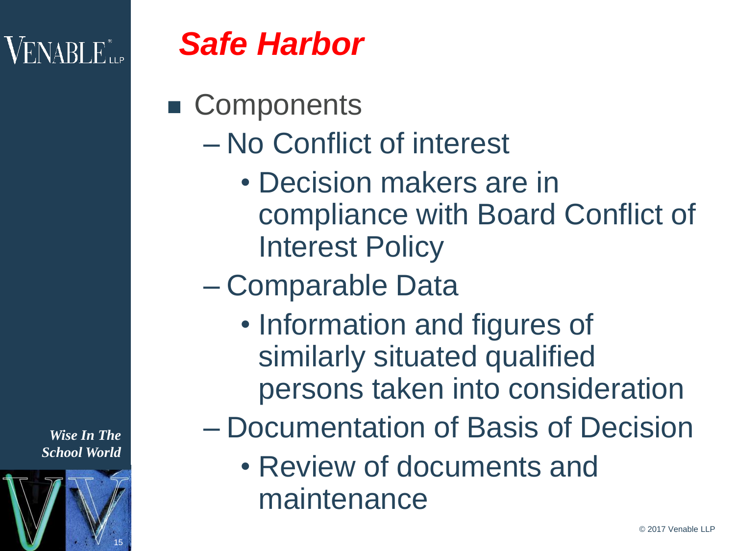# *Safe Harbor*

- Components
  - No Conflict of interest
    - Decision makers are in compliance with Board Conflict of Interest Policy
  - Comparable Data
    - Information and figures of similarly situated qualified persons taken into consideration
  - Documentation of Basis of Decision
    - Review of documents and maintenance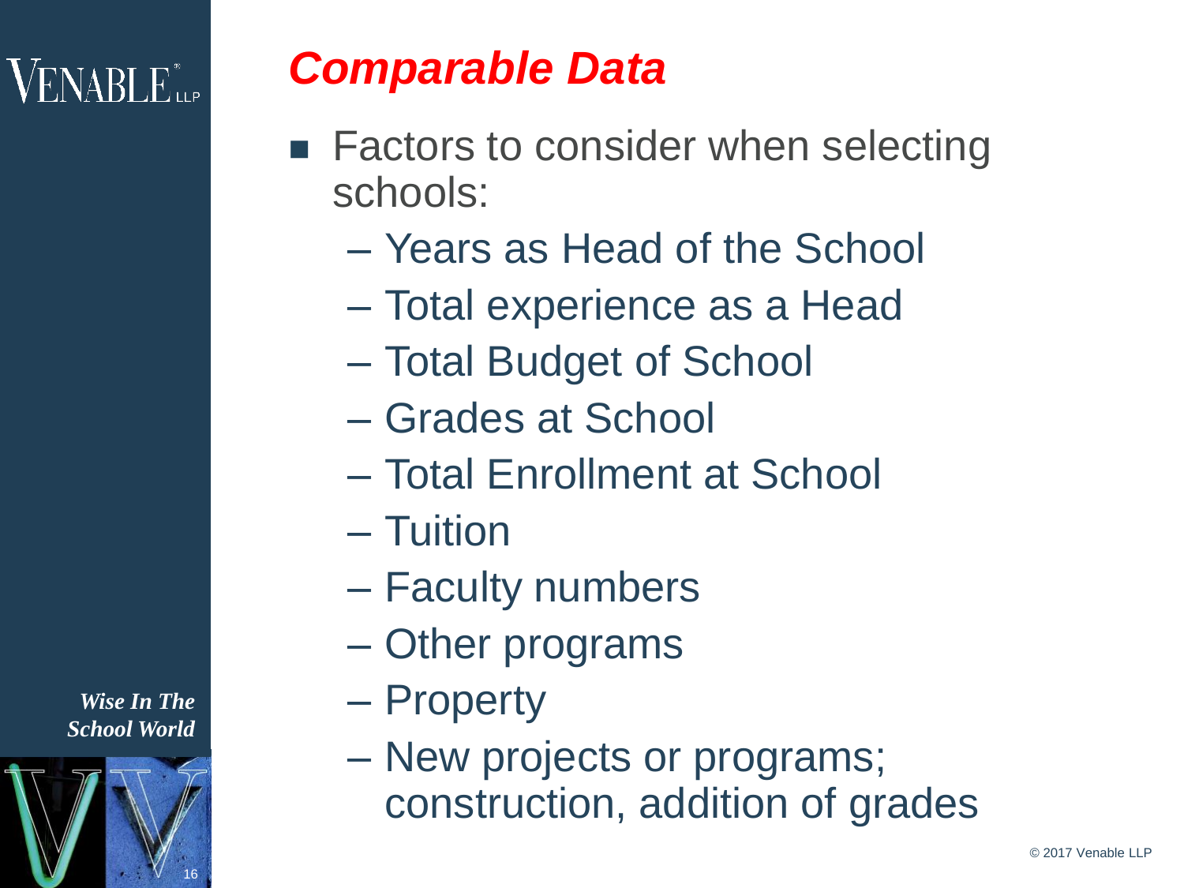# *Comparable Data*

- Factors to consider when selecting schools:
  - Years as Head of the School
  - Total experience as a Head
  - Total Budget of School
  - Grades at School
  - Total Enrollment at School
  - Tuition
  - Faculty numbers
  - Other programs
  - Property
  - New projects or programs; construction, addition of grades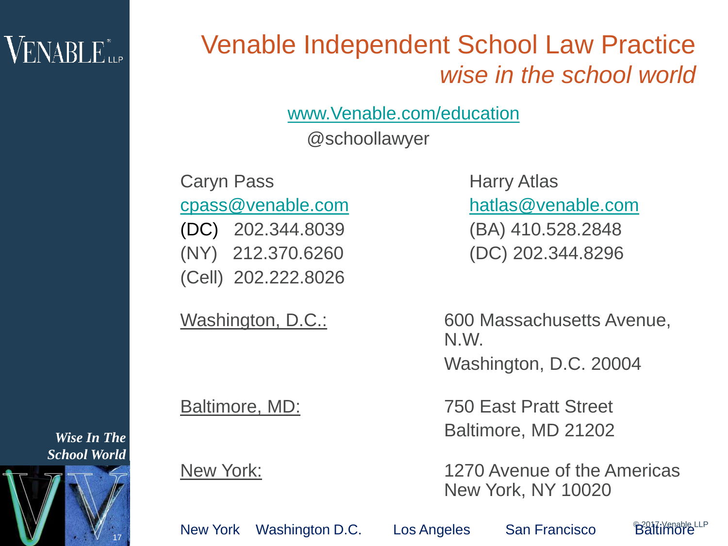# Venable Independent School Law Practice

*wise in the school world*

[www.Venable.com/education](http://www.Venable.com/education)

@schoollawyer

Caryn Pass
cpass@venable.com
(DC) 202.344.8039
(NY) 212.370.6260
(Cell) 202.222.8026

Harry Atlas
hatlas@venable.com
(BA) 410.528.2848
(DC) 202.344.8296

| | |
|---|---|
| Washington, D.C.: | 600 Massachusetts Avenue, N.W. Washington, D.C. 20004 |
| Baltimore, MD: | 750 East Pratt Street Baltimore, MD 21202 |
| New York: | 1270 Avenue of the Americas New York, NY 10020 |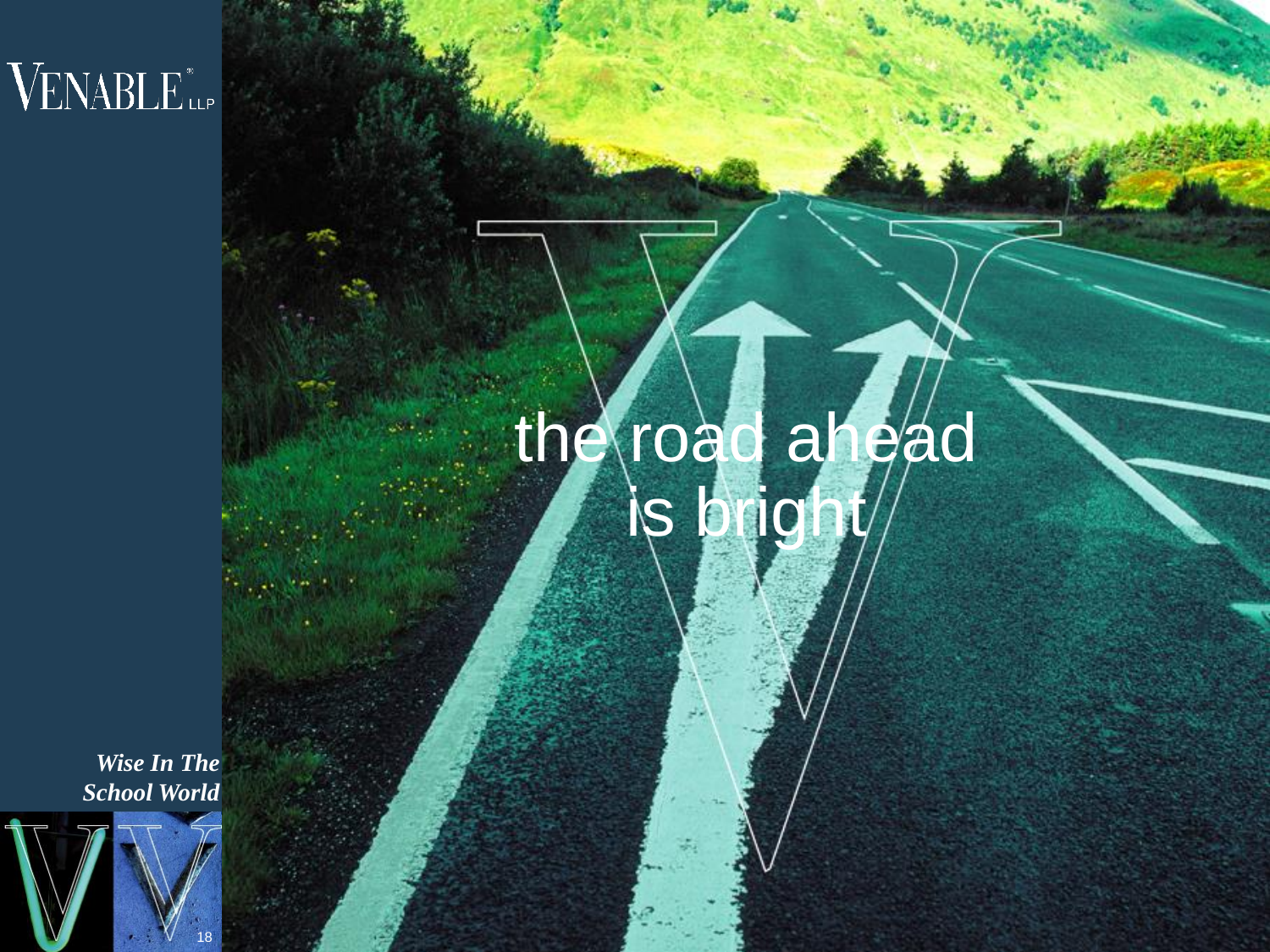VENABLE LLP

the road ahead
is bright

*Wise In The School World*